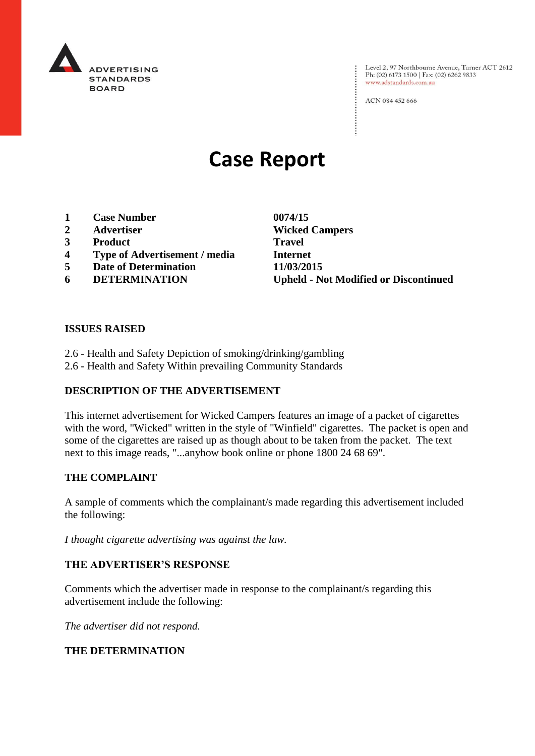ADVERTISING STANDARDS BOARD

Level 2, 97 Northbourne Avenue, Turner ACT 2612
Ph: (02) 6173 1500 | Fax: (02) 6262 9833
www.adstandards.com.au

ACN 084 452 666

# Case Report

| | | |
|---|---|---|
| 1 | **Case Number** | **0074/15** |
| 2 | **Advertiser** | **Wicked Campers** |
| 3 | **Product** | **Travel** |
| 4 | **Type of Advertisement / media** | **Internet** |
| 5 | **Date of Determination** | **11/03/2015** |
| 6 | **DETERMINATION** | **Upheld - Not Modified or Discontinued** |

## ISSUES RAISED

2.6 - Health and Safety Depiction of smoking/drinking/gambling
2.6 - Health and Safety Within prevailing Community Standards

## DESCRIPTION OF THE ADVERTISEMENT

This internet advertisement for Wicked Campers features an image of a packet of cigarettes with the word, "Wicked" written in the style of "Winfield" cigarettes. The packet is open and some of the cigarettes are raised up as though about to be taken from the packet. The text next to this image reads, "...anyhow book online or phone 1800 24 68 69".

## THE COMPLAINT

A sample of comments which the complainant/s made regarding this advertisement included the following:

*I thought cigarette advertising was against the law.*

## THE ADVERTISER'S RESPONSE

Comments which the advertiser made in response to the complainant/s regarding this advertisement include the following:

*The advertiser did not respond.*

## THE DETERMINATION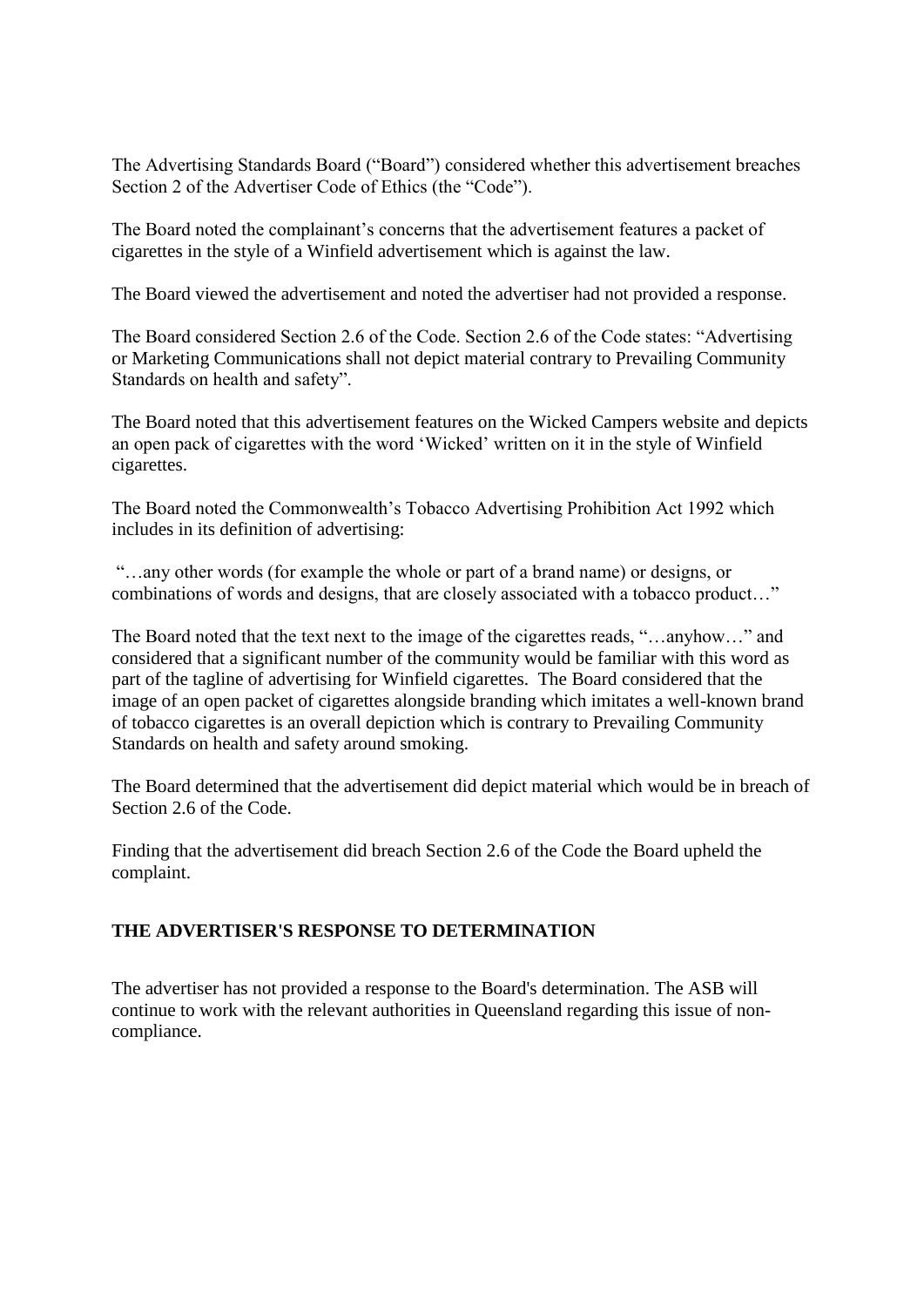The Advertising Standards Board ("Board") considered whether this advertisement breaches Section 2 of the Advertiser Code of Ethics (the "Code").

The Board noted the complainant's concerns that the advertisement features a packet of cigarettes in the style of a Winfield advertisement which is against the law.

The Board viewed the advertisement and noted the advertiser had not provided a response.

The Board considered Section 2.6 of the Code. Section 2.6 of the Code states: "Advertising or Marketing Communications shall not depict material contrary to Prevailing Community Standards on health and safety".

The Board noted that this advertisement features on the Wicked Campers website and depicts an open pack of cigarettes with the word 'Wicked' written on it in the style of Winfield cigarettes.

The Board noted the Commonwealth's Tobacco Advertising Prohibition Act 1992 which includes in its definition of advertising:

"…any other words (for example the whole or part of a brand name) or designs, or combinations of words and designs, that are closely associated with a tobacco product…"

The Board noted that the text next to the image of the cigarettes reads, "…anyhow…" and considered that a significant number of the community would be familiar with this word as part of the tagline of advertising for Winfield cigarettes. The Board considered that the image of an open packet of cigarettes alongside branding which imitates a well-known brand of tobacco cigarettes is an overall depiction which is contrary to Prevailing Community Standards on health and safety around smoking.

The Board determined that the advertisement did depict material which would be in breach of Section 2.6 of the Code.

Finding that the advertisement did breach Section 2.6 of the Code the Board upheld the complaint.

## THE ADVERTISER'S RESPONSE TO DETERMINATION

The advertiser has not provided a response to the Board's determination. The ASB will continue to work with the relevant authorities in Queensland regarding this issue of non-compliance.